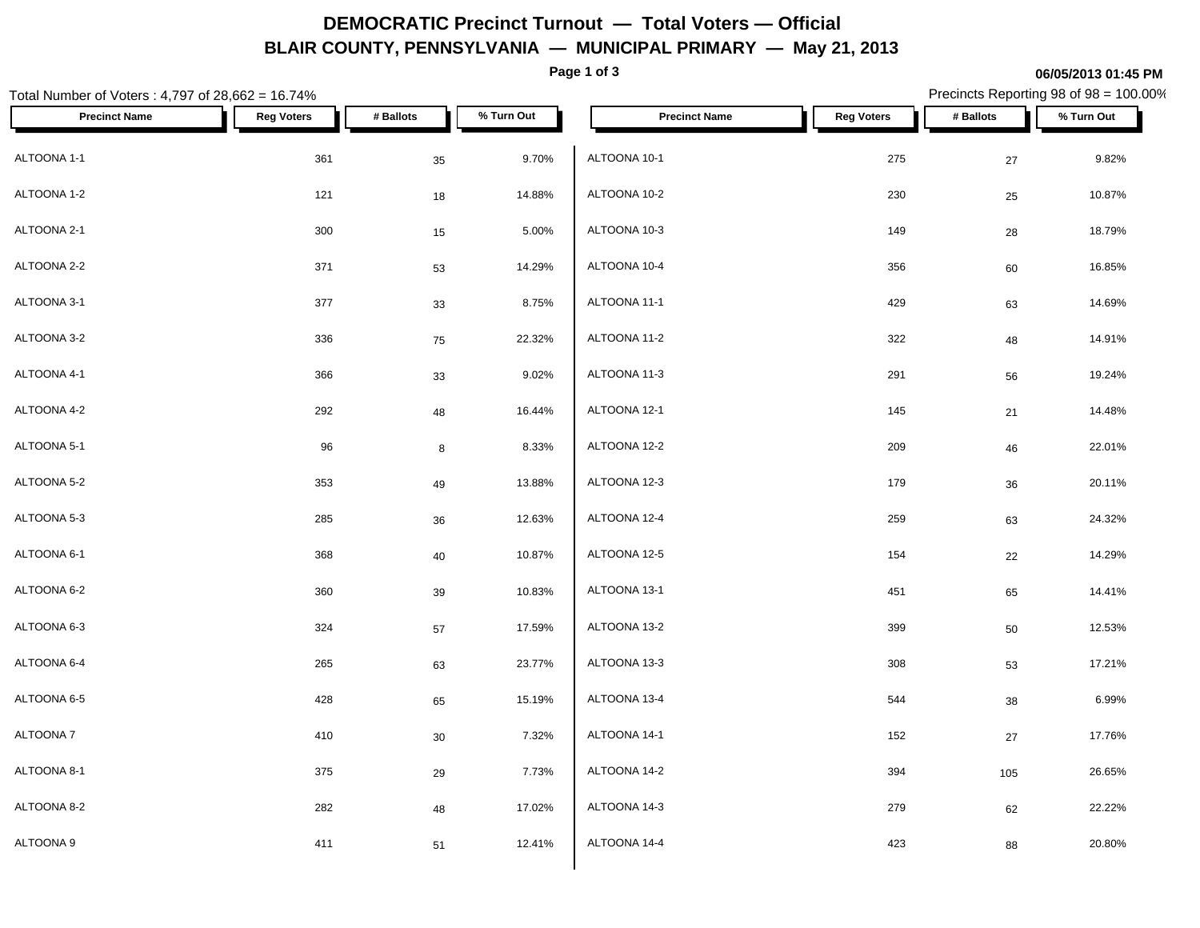# DEMOCRATIC Precinct Turnout — Total Voters — Official

## BLAIR COUNTY, PENNSYLVANIA — MUNICIPAL PRIMARY — May 21, 2013

06/05/2013 01:45 PM

Total Number of Voters : 4,797 of 28,662 = 16.74%

Precincts Reporting 98 of 98 = 100.00%

| Precinct Name | Reg Voters | # Ballots | % Turn Out |
|---|---|---|---|
| ALTOONA 1-1 | 361 | 35 | 9.70% |
| ALTOONA 1-2 | 121 | 18 | 14.88% |
| ALTOONA 2-1 | 300 | 15 | 5.00% |
| ALTOONA 2-2 | 371 | 53 | 14.29% |
| ALTOONA 3-1 | 377 | 33 | 8.75% |
| ALTOONA 3-2 | 336 | 75 | 22.32% |
| ALTOONA 4-1 | 366 | 33 | 9.02% |
| ALTOONA 4-2 | 292 | 48 | 16.44% |
| ALTOONA 5-1 | 96 | 8 | 8.33% |
| ALTOONA 5-2 | 353 | 49 | 13.88% |
| ALTOONA 5-3 | 285 | 36 | 12.63% |
| ALTOONA 6-1 | 368 | 40 | 10.87% |
| ALTOONA 6-2 | 360 | 39 | 10.83% |
| ALTOONA 6-3 | 324 | 57 | 17.59% |
| ALTOONA 6-4 | 265 | 63 | 23.77% |
| ALTOONA 6-5 | 428 | 65 | 15.19% |
| ALTOONA 7 | 410 | 30 | 7.32% |
| ALTOONA 8-1 | 375 | 29 | 7.73% |
| ALTOONA 8-2 | 282 | 48 | 17.02% |
| ALTOONA 9 | 411 | 51 | 12.41% |
| ALTOONA 10-1 | 275 | 27 | 9.82% |
| ALTOONA 10-2 | 230 | 25 | 10.87% |
| ALTOONA 10-3 | 149 | 28 | 18.79% |
| ALTOONA 10-4 | 356 | 60 | 16.85% |
| ALTOONA 11-1 | 429 | 63 | 14.69% |
| ALTOONA 11-2 | 322 | 48 | 14.91% |
| ALTOONA 11-3 | 291 | 56 | 19.24% |
| ALTOONA 12-1 | 145 | 21 | 14.48% |
| ALTOONA 12-2 | 209 | 46 | 22.01% |
| ALTOONA 12-3 | 179 | 36 | 20.11% |
| ALTOONA 12-4 | 259 | 63 | 24.32% |
| ALTOONA 12-5 | 154 | 22 | 14.29% |
| ALTOONA 13-1 | 451 | 65 | 14.41% |
| ALTOONA 13-2 | 399 | 50 | 12.53% |
| ALTOONA 13-3 | 308 | 53 | 17.21% |
| ALTOONA 13-4 | 544 | 38 | 6.99% |
| ALTOONA 14-1 | 152 | 27 | 17.76% |
| ALTOONA 14-2 | 394 | 105 | 26.65% |
| ALTOONA 14-3 | 279 | 62 | 22.22% |
| ALTOONA 14-4 | 423 | 88 | 20.80% |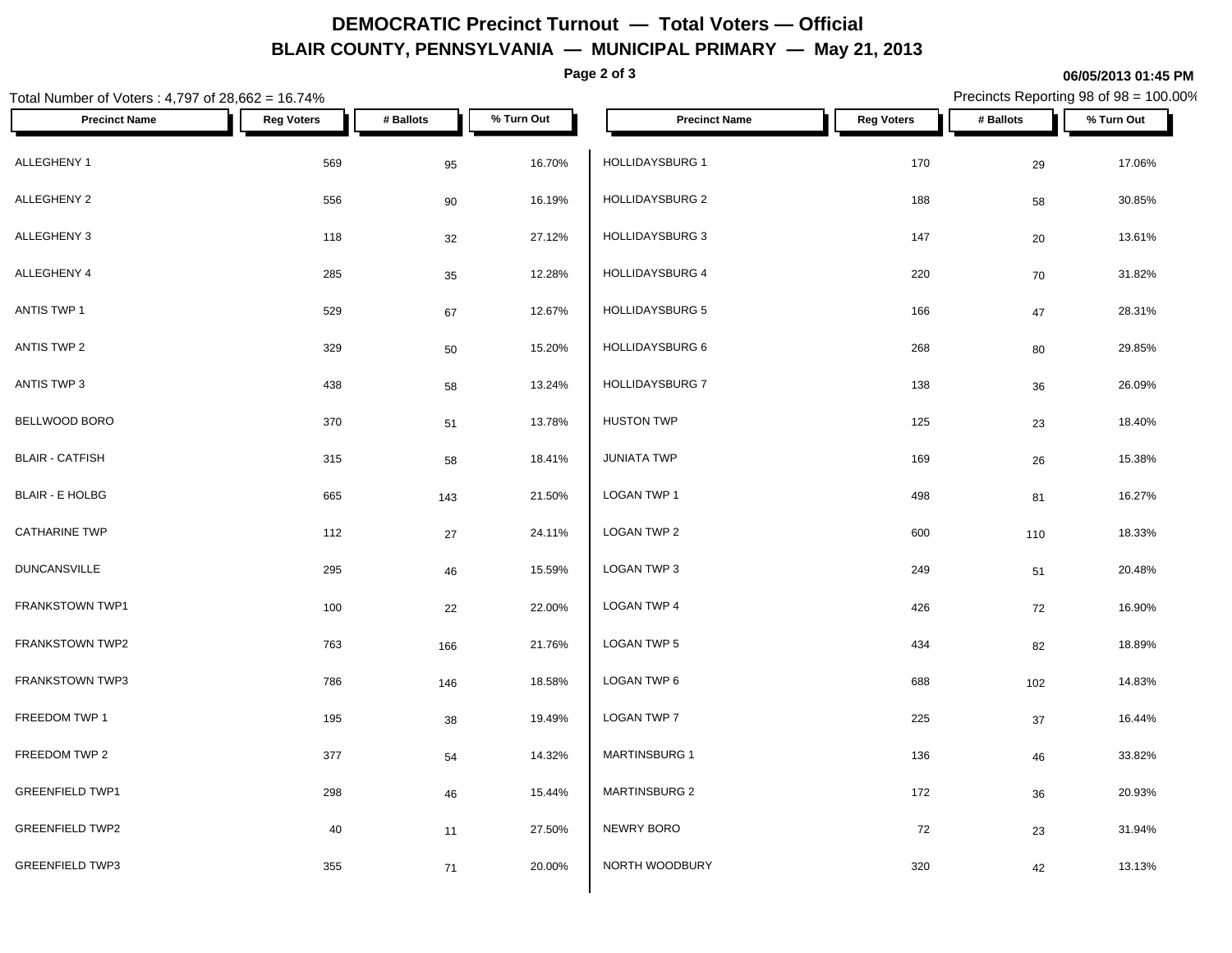# DEMOCRATIC Precinct Turnout — Total Voters — Official

## BLAIR COUNTY, PENNSYLVANIA — MUNICIPAL PRIMARY — May 21, 2013

06/05/2013 01:45 PM

Total Number of Voters : 4,797 of 28,662 = 16.74%

Precincts Reporting 98 of 98 = 100.00%

| Precinct Name | Reg Voters | # Ballots | % Turn Out |
|---|---|---|---|
| ALLEGHENY 1 | 569 | 95 | 16.70% |
| ALLEGHENY 2 | 556 | 90 | 16.19% |
| ALLEGHENY 3 | 118 | 32 | 27.12% |
| ALLEGHENY 4 | 285 | 35 | 12.28% |
| ANTIS TWP 1 | 529 | 67 | 12.67% |
| ANTIS TWP 2 | 329 | 50 | 15.20% |
| ANTIS TWP 3 | 438 | 58 | 13.24% |
| BELLWOOD BORO | 370 | 51 | 13.78% |
| BLAIR - CATFISH | 315 | 58 | 18.41% |
| BLAIR - E HOLBG | 665 | 143 | 21.50% |
| CATHARINE TWP | 112 | 27 | 24.11% |
| DUNCANSVILLE | 295 | 46 | 15.59% |
| FRANKSTOWN TWP1 | 100 | 22 | 22.00% |
| FRANKSTOWN TWP2 | 763 | 166 | 21.76% |
| FRANKSTOWN TWP3 | 786 | 146 | 18.58% |
| FREEDOM TWP 1 | 195 | 38 | 19.49% |
| FREEDOM TWP 2 | 377 | 54 | 14.32% |
| GREENFIELD TWP1 | 298 | 46 | 15.44% |
| GREENFIELD TWP2 | 40 | 11 | 27.50% |
| GREENFIELD TWP3 | 355 | 71 | 20.00% |
| HOLLIDAYSBURG 1 | 170 | 29 | 17.06% |
| HOLLIDAYSBURG 2 | 188 | 58 | 30.85% |
| HOLLIDAYSBURG 3 | 147 | 20 | 13.61% |
| HOLLIDAYSBURG 4 | 220 | 70 | 31.82% |
| HOLLIDAYSBURG 5 | 166 | 47 | 28.31% |
| HOLLIDAYSBURG 6 | 268 | 80 | 29.85% |
| HOLLIDAYSBURG 7 | 138 | 36 | 26.09% |
| HUSTON TWP | 125 | 23 | 18.40% |
| JUNIATA TWP | 169 | 26 | 15.38% |
| LOGAN TWP 1 | 498 | 81 | 16.27% |
| LOGAN TWP 2 | 600 | 110 | 18.33% |
| LOGAN TWP 3 | 249 | 51 | 20.48% |
| LOGAN TWP 4 | 426 | 72 | 16.90% |
| LOGAN TWP 5 | 434 | 82 | 18.89% |
| LOGAN TWP 6 | 688 | 102 | 14.83% |
| LOGAN TWP 7 | 225 | 37 | 16.44% |
| MARTINSBURG 1 | 136 | 46 | 33.82% |
| MARTINSBURG 2 | 172 | 36 | 20.93% |
| NEWRY BORO | 72 | 23 | 31.94% |
| NORTH WOODBURY | 320 | 42 | 13.13% |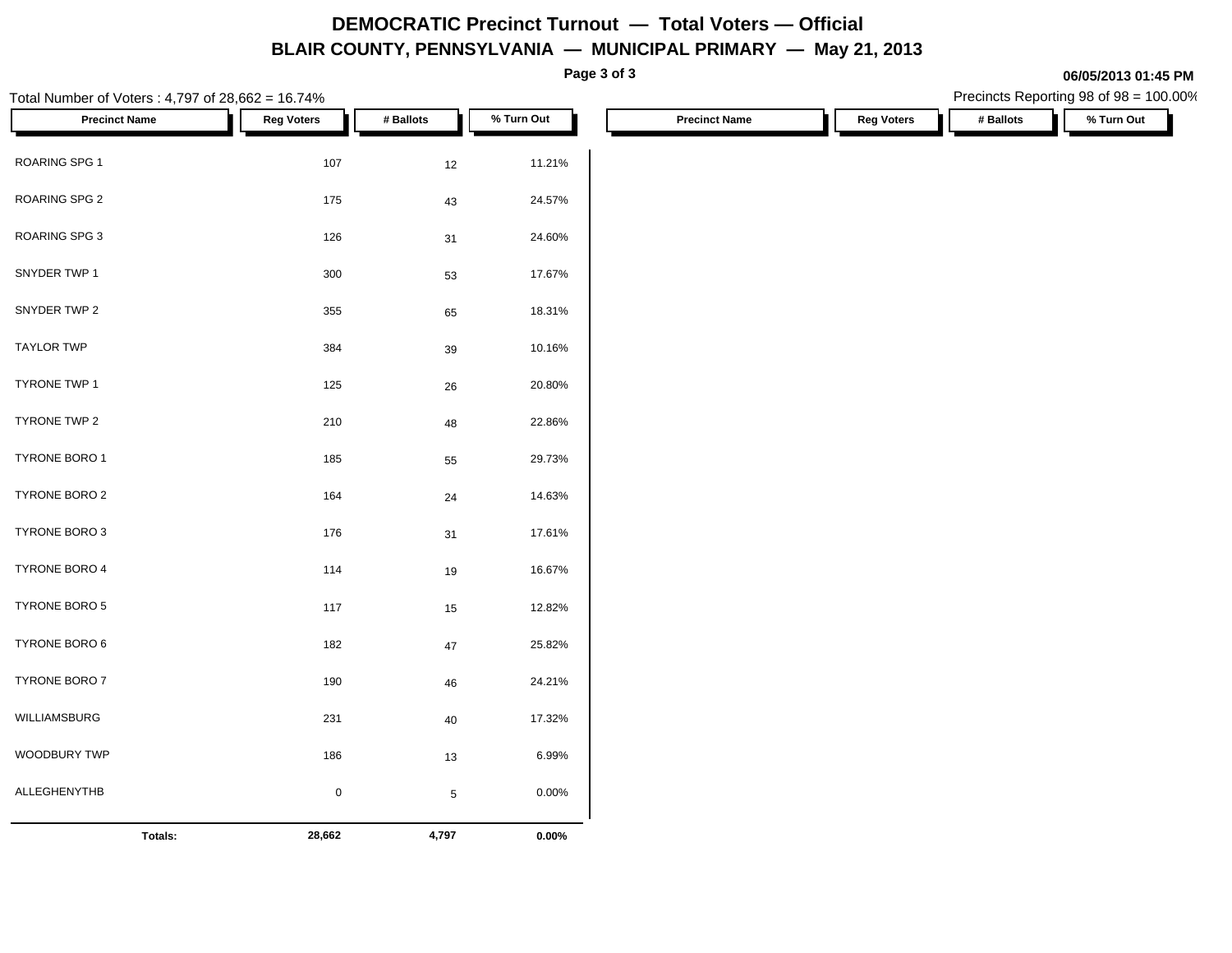# DEMOCRATIC Precinct Turnout — Total Voters — Official

## BLAIR COUNTY, PENNSYLVANIA — MUNICIPAL PRIMARY — May 21, 2013

**06/05/2013 01:45 PM**

Total Number of Voters : 4,797 of 28,662 = 16.74%

Precincts Reporting 98 of 98 = 100.00%

| Precinct Name | Reg Voters | # Ballots | % Turn Out |
|---|---|---|---|
| ROARING SPG 1 | 107 | 12 | 11.21% |
| ROARING SPG 2 | 175 | 43 | 24.57% |
| ROARING SPG 3 | 126 | 31 | 24.60% |
| SNYDER TWP 1 | 300 | 53 | 17.67% |
| SNYDER TWP 2 | 355 | 65 | 18.31% |
| TAYLOR TWP | 384 | 39 | 10.16% |
| TYRONE TWP 1 | 125 | 26 | 20.80% |
| TYRONE TWP 2 | 210 | 48 | 22.86% |
| TYRONE BORO 1 | 185 | 55 | 29.73% |
| TYRONE BORO 2 | 164 | 24 | 14.63% |
| TYRONE BORO 3 | 176 | 31 | 17.61% |
| TYRONE BORO 4 | 114 | 19 | 16.67% |
| TYRONE BORO 5 | 117 | 15 | 12.82% |
| TYRONE BORO 6 | 182 | 47 | 25.82% |
| TYRONE BORO 7 | 190 | 46 | 24.21% |
| WILLIAMSBURG | 231 | 40 | 17.32% |
| WOODBURY TWP | 186 | 13 | 6.99% |
| ALLEGHENYTHB | 0 | 5 | 0.00% |
| **Totals:** | **28,662** | **4,797** | **0.00%** |